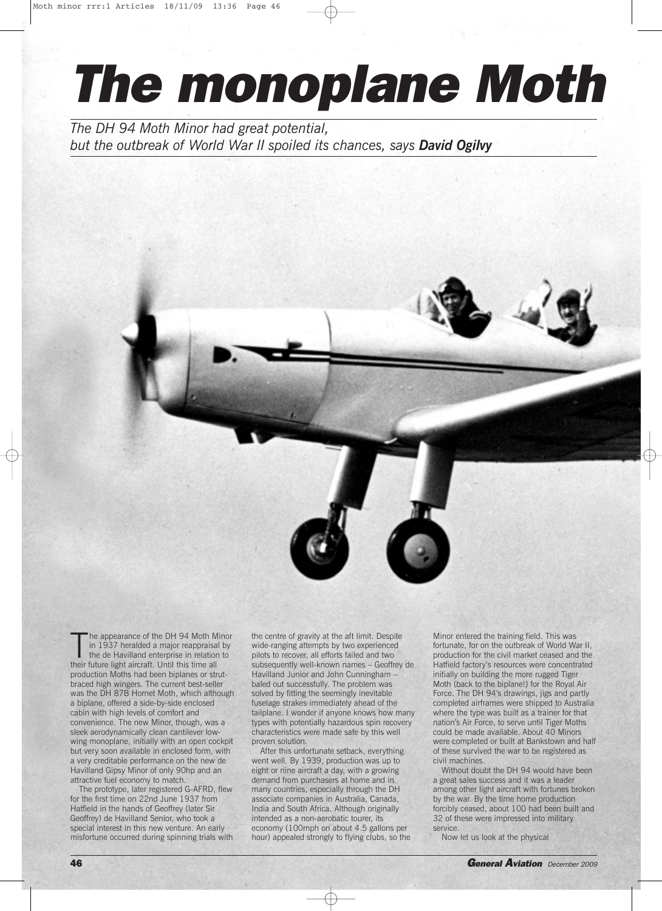# The monoplane Moth

*The DH 94 Moth Minor had great potential, but the outbreak of World War II spoiled its chances, says **David Ogilvy***

The appearance of the DH 94 Moth Minor in 1937 heralded a major reappraisal by the de Havilland enterprise in relation to their future light aircraft. Until this time all production Moths had been biplanes or strut-braced high wingers. The current best-seller was the DH 87B Hornet Moth, which although a biplane, offered a side-by-side enclosed cabin with high levels of comfort and convenience. The new Minor, though, was a sleek aerodynamically clean cantilever low-wing monoplane, initially with an open cockpit but very soon available in enclosed form, with a very creditable performance on the new de Havilland Gipsy Minor of only 90hp and an attractive fuel economy to match.

The prototype, later registered G-AFRD, flew for the first time on 22nd June 1937 from Hatfield in the hands of Geoffrey (later Sir Geoffrey) de Havilland Senior, who took a special interest in this new venture. An early misfortune occurred during spinning trials with the centre of gravity at the aft limit. Despite wide-ranging attempts by two experienced pilots to recover, all efforts failed and two subsequently well-known names – Geoffrey de Havilland Junior and John Cunningham – baled out successfully. The problem was solved by fitting the seemingly inevitable fuselage strakes immediately ahead of the tailplane. I wonder if anyone knows how many types with potentially hazardous spin recovery characteristics were made safe by this well proven solution.

After this unfortunate setback, everything went well. By 1939, production was up to eight or nine aircraft a day, with a growing demand from purchasers at home and in many countries, especially through the DH associate companies in Australia, Canada, India and South Africa. Although originally intended as a non-aerobatic tourer, its economy (100mph on about 4.5 gallons per hour) appealed strongly to flying clubs, so the Minor entered the training field. This was fortunate, for on the outbreak of World War II, production for the civil market ceased and the Hatfield factory's resources were concentrated initially on building the more rugged Tiger Moth (back to the biplane!) for the Royal Air Force. The DH 94's drawings, jigs and partly completed airframes were shipped to Australia where the type was built as a trainer for that nation's Air Force, to serve until Tiger Moths could be made available. About 40 Minors were completed or built at Bankstown and half of these survived the war to be registered as civil machines.

Without doubt the DH 94 would have been a great sales success and it was a leader among other light aircraft with fortunes broken by the war. By the time home production forcibly ceased, about 100 had been built and 32 of these were impressed into military service.

Now let us look at the physical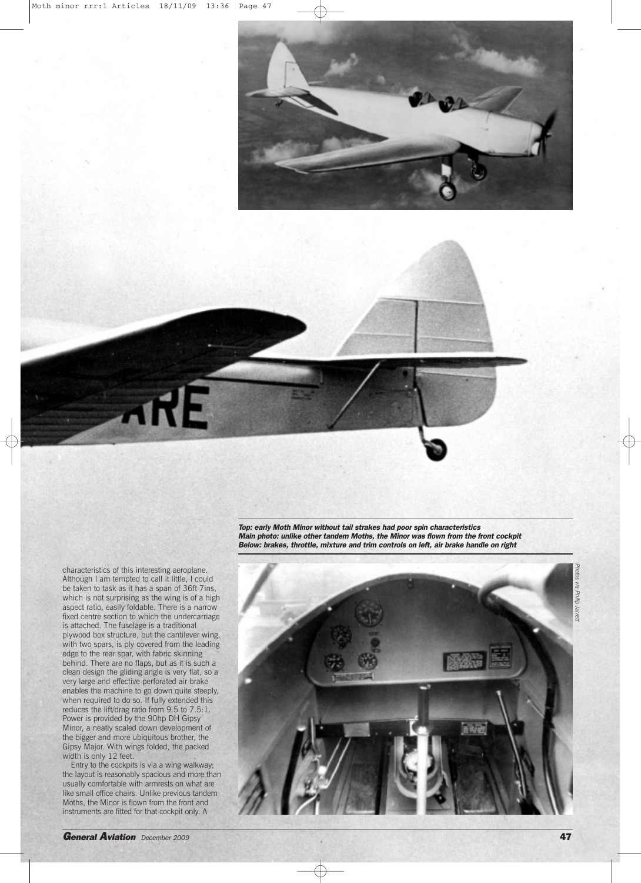***Top: early Moth Minor without tail strakes had poor spin characteristics***
***Main photo: unlike other tandem Moths, the Minor was flown from the front cockpit***
***Below: brakes, throttle, mixture and trim controls on left, air brake handle on right***

*Photos via Philip Jarrett*

characteristics of this interesting aeroplane. Although I am tempted to call it little, I could be taken to task as it has a span of 36ft 7ins, which is not surprising as the wing is of a high aspect ratio, easily foldable. There is a narrow fixed centre section to which the undercarriage is attached. The fuselage is a traditional plywood box structure, but the cantilever wing, with two spars, is ply covered from the leading edge to the rear spar, with fabric skinning behind. There are no flaps, but as it is such a clean design the gliding angle is very flat, so a very large and effective perforated air brake enables the machine to go down quite steeply, when required to do so. If fully extended this reduces the lift/drag ratio from 9.5 to 7.5:1. Power is provided by the 90hp DH Gipsy Minor, a neatly scaled down development of the bigger and more ubiquitous brother, the Gipsy Major. With wings folded, the packed width is only 12 feet.

Entry to the cockpits is via a wing walkway; the layout is reasonably spacious and more than usually comfortable with armrests on what are like small office chairs. Unlike previous tandem Moths, the Minor is flown from the front and instruments are fitted for that cockpit only. A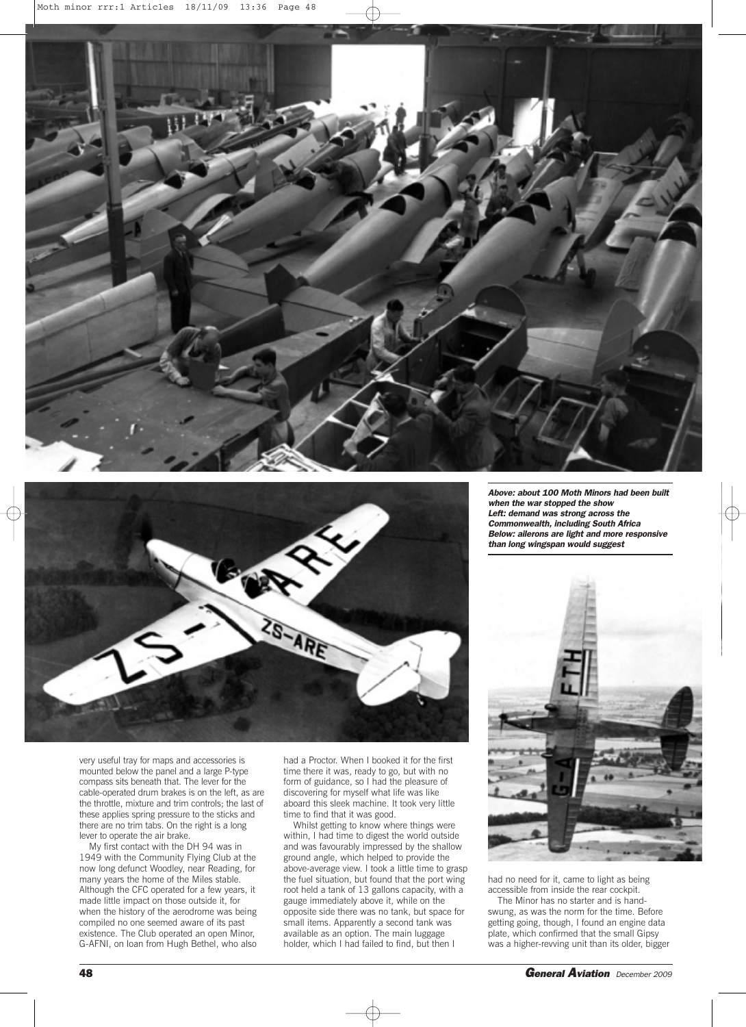*Above: about 100 Moth Minors had been built when the war stopped the show*
*Left: demand was strong across the Commonwealth, including South Africa*
*Below: ailerons are light and more responsive than long wingspan would suggest*

very useful tray for maps and accessories is mounted below the panel and a large P-type compass sits beneath that. The lever for the cable-operated drum brakes is on the left, as are the throttle, mixture and trim controls; the last of these applies spring pressure to the sticks and there are no trim tabs. On the right is a long lever to operate the air brake.

My first contact with the DH 94 was in 1949 with the Community Flying Club at the now long defunct Woodley, near Reading, for many years the home of the Miles stable. Although the CFC operated for a few years, it made little impact on those outside it, for when the history of the aerodrome was being compiled no one seemed aware of its past existence. The Club operated an open Minor, G-AFNI, on loan from Hugh Bethel, who also had a Proctor. When I booked it for the first time there it was, ready to go, but with no form of guidance, so I had the pleasure of discovering for myself what life was like aboard this sleek machine. It took very little time to find that it was good.

Whilst getting to know where things were within, I had time to digest the world outside and was favourably impressed by the shallow ground angle, which helped to provide the above-average view. I took a little time to grasp the fuel situation, but found that the port wing root held a tank of 13 gallons capacity, with a gauge immediately above it, while on the opposite side there was no tank, but space for small items. Apparently a second tank was available as an option. The main luggage holder, which I had failed to find, but then I had no need for it, came to light as being accessible from inside the rear cockpit.

The Minor has no starter and is hand-swung, as was the norm for the time. Before getting going, though, I found an engine data plate, which confirmed that the small Gipsy was a higher-revving unit than its older, bigger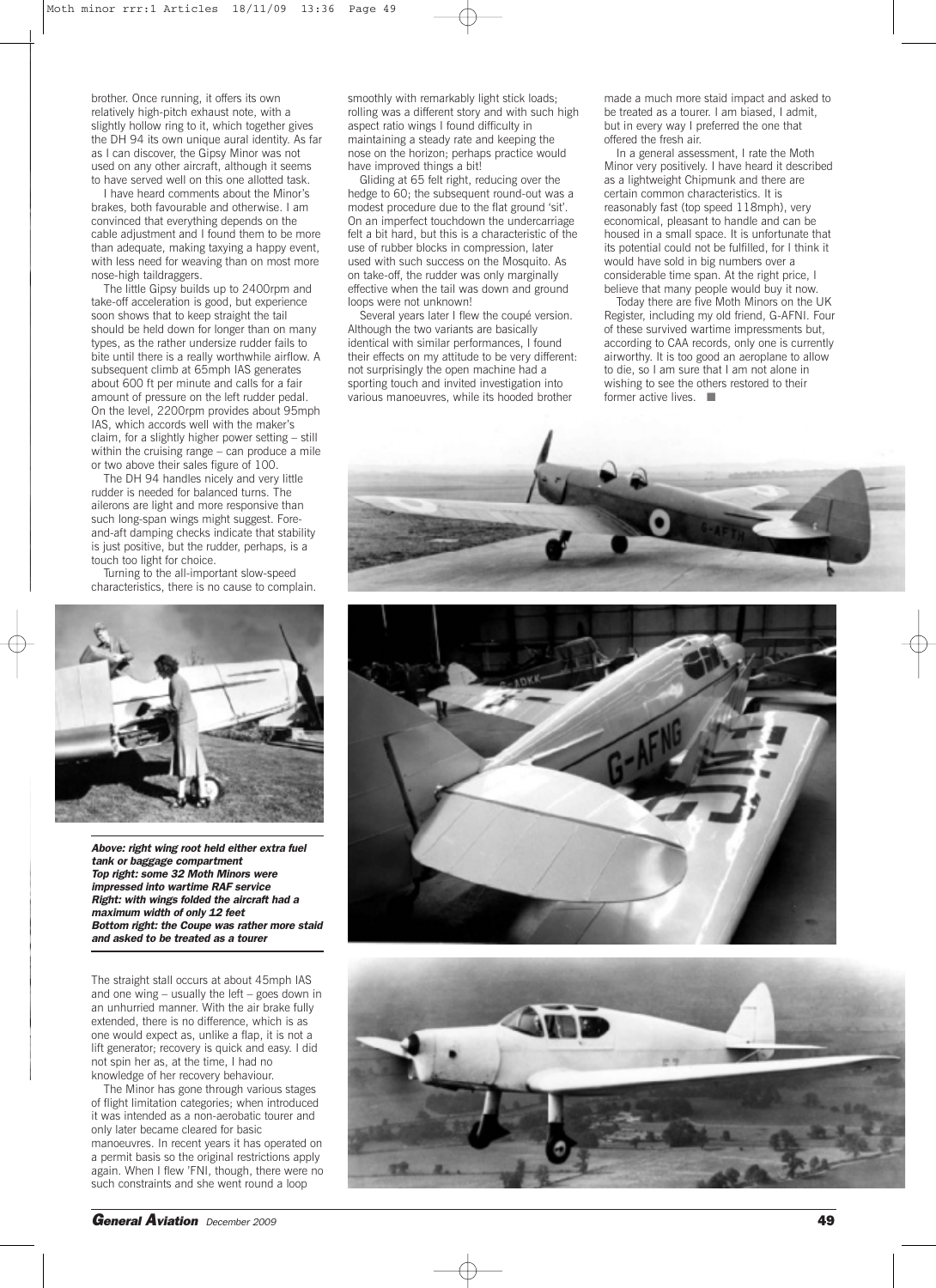brother. Once running, it offers its own relatively high-pitch exhaust note, with a slightly hollow ring to it, which together gives the DH 94 its own unique aural identity. As far as I can discover, the Gipsy Minor was not used on any other aircraft, although it seems to have served well on this one allotted task.

I have heard comments about the Minor's brakes, both favourable and otherwise. I am convinced that everything depends on the cable adjustment and I found them to be more than adequate, making taxying a happy event, with less need for weaving than on most more nose-high taildraggers.

The little Gipsy builds up to 2400rpm and take-off acceleration is good, but experience soon shows that to keep straight the tail should be held down for longer than on many types, as the rather undersize rudder fails to bite until there is a really worthwhile airflow. A subsequent climb at 65mph IAS generates about 600 ft per minute and calls for a fair amount of pressure on the left rudder pedal. On the level, 2200rpm provides about 95mph IAS, which accords well with the maker's claim, for a slightly higher power setting – still within the cruising range – can produce a mile or two above their sales figure of 100.

The DH 94 handles nicely and very little rudder is needed for balanced turns. The ailerons are light and more responsive than such long-span wings might suggest. Fore-and-aft damping checks indicate that stability is just positive, but the rudder, perhaps, is a touch too light for choice.

Turning to the all-important slow-speed characteristics, there is no cause to complain. The straight stall occurs at about 45mph IAS and one wing – usually the left – goes down in an unhurried manner. With the air brake fully extended, there is no difference, which is as one would expect as, unlike a flap, it is not a lift generator; recovery is quick and easy. I did not spin her as, at the time, I had no knowledge of her recovery behaviour.

The Minor has gone through various stages of flight limitation categories; when introduced it was intended as a non-aerobatic tourer and only later became cleared for basic manoeuvres. In recent years it has operated on a permit basis so the original restrictions apply again. When I flew 'FNI, though, there were no such constraints and she went round a loop smoothly with remarkably light stick loads; rolling was a different story and with such high aspect ratio wings I found difficulty in maintaining a steady rate and keeping the nose on the horizon; perhaps practice would have improved things a bit!

Gliding at 65 felt right, reducing over the hedge to 60; the subsequent round-out was a modest procedure due to the flat ground 'sit'. On an imperfect touchdown the undercarriage felt a bit hard, but this is a characteristic of the use of rubber blocks in compression, later used with such success on the Mosquito. As on take-off, the rudder was only marginally effective when the tail was down and ground loops were not unknown!

Several years later I flew the coupé version. Although the two variants are basically identical with similar performances, I found their effects on my attitude to be very different: not surprisingly the open machine had a sporting touch and invited investigation into various manoeuvres, while its hooded brother made a much more staid impact and asked to be treated as a tourer. I am biased, I admit, but in every way I preferred the one that offered the fresh air.

In a general assessment, I rate the Moth Minor very positively. I have heard it described as a lightweight Chipmunk and there are certain common characteristics. It is reasonably fast (top speed 118mph), very economical, pleasant to handle and can be housed in a small space. It is unfortunate that its potential could not be fulfilled, for I think it would have sold in big numbers over a considerable time span. At the right price, I believe that many people would buy it now.

Today there are five Moth Minors on the UK Register, including my old friend, G-AFNI. Four of these survived wartime impressments but, according to CAA records, only one is currently airworthy. It is too good an aeroplane to allow to die, so I am sure that I am not alone in wishing to see the others restored to their former active lives. ■

***Above: right wing root held either extra fuel tank or baggage compartment***
***Top right: some 32 Moth Minors were impressed into wartime RAF service***
***Right: with wings folded the aircraft had a maximum width of only 12 feet***
***Bottom right: the Coupe was rather more staid and asked to be treated as a tourer***